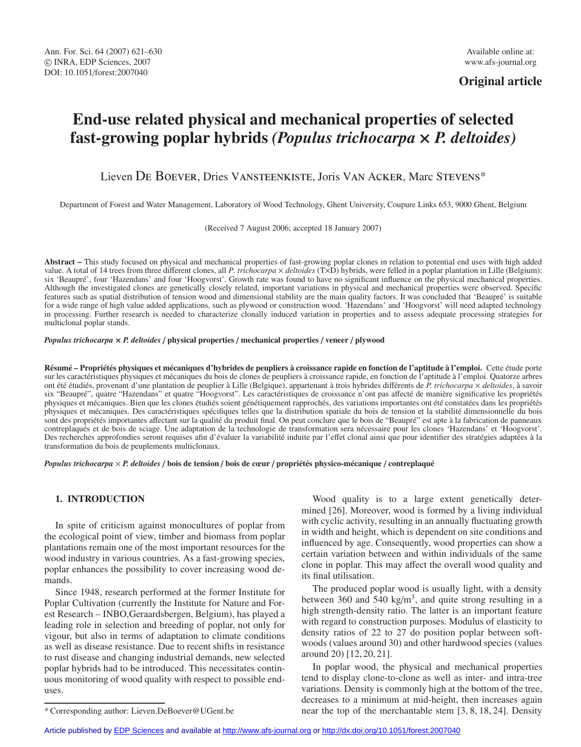Ann. For. Sci. 64 (2007) 621–630
© INRA, EDP Sciences, 2007
DOI: 10.1051/forest:2007040

Available online at:
www.afs-journal.org

**Original article**

# End-use related physical and mechanical properties of selected fast-growing poplar hybrids *(Populus trichocarpa × P. deltoides)*

Lieven De Boever, Dries Vansteenkiste, Joris Van Acker, Marc Stevens*

Department of Forest and Water Management, Laboratory of Wood Technology, Ghent University, Coupure Links 653, 9000 Ghent, Belgium

(Received 7 August 2006; accepted 18 January 2007)

**Abstract –** This study focused on physical and mechanical properties of fast-growing poplar clones in relation to potential end uses with high added value. A total of 14 trees from three different clones, all *P. trichocarpa* × *deltoides* (T×D) hybrids, were felled in a poplar plantation in Lille (Belgium): six 'Beaupré', four 'Hazendans' and four 'Hoogvorst'. Growth rate was found to have no significant influence on the physical mechanical properties. Although the investigated clones are genetically closely related, important variations in physical and mechanical properties were observed. Specific features such as spatial distribution of tension wood and dimensional stability are the main quality factors. It was concluded that 'Beaupré' is suitable for a wide range of high value added applications, such as plywood or construction wood. 'Hazendans' and 'Hoogvorst' will need adapted technology in processing. Further research is needed to characterize clonally induced variation in properties and to assess adequate processing strategies for multiclonal poplar stands.

***Populus trichocarpa* × *P. deltoides* / physical properties / mechanical properties / veneer / plywood**

**Résumé – Propriétés physiques et mécaniques d'hybrides de peupliers à croissance rapide en fonction de l'aptitude à l'emploi.** Cette étude porte sur les caractéristiques physiques et mécaniques du bois de clones de peupliers à croissance rapide, en fonction de l'aptitude à l'emploi. Quatorze arbres ont été étudiés, provenant d'une plantation de peuplier à Lille (Belgique), appartenant à trois hybrides différents de *P. trichocarpa* × *deltoides*, à savoir six "Beaupré", quatre "Hazendans" et quatre "Hoogvorst". Les caractéristiques de croissance n'ont pas affecté de manière significative les propriétés physiques et mécaniques. Bien que les clones étudiés soient génétiquement rapprochés, des variations importantes ont été constatées dans les propriétés physiques et mécaniques. Des caractéristiques spécifiques telles que la distribution spatiale du bois de tension et la stabilité dimensionnelle du bois sont des propriétés importantes affectant sur la qualité du produit final. On peut conclure que le bois de "Beaupré" est apte à la fabrication de panneaux contreplaqués et de bois de sciage. Une adaptation de la technologie de transformation sera nécessaire pour les clones 'Hazendans' et 'Hoogvorst'. Des recherches approfondies seront requises afin d'évaluer la variabilité induite par l'effet clonal ainsi que pour identifier des stratégies adaptées à la transformation du bois de peuplements multiclonaux.

***Populus trichocarpa* × *P. deltoides* / bois de tension / bois de cœur / propriétés physico-mécanique / contreplaqué**

## 1. INTRODUCTION

In spite of criticism against monocultures of poplar from the ecological point of view, timber and biomass from poplar plantations remain one of the most important resources for the wood industry in various countries. As a fast-growing species, poplar enhances the possibility to cover increasing wood demands.

Since 1948, research performed at the former Institute for Poplar Cultivation (currently the Institute for Nature and Forest Research – INBO,Geraardsbergen, Belgium), has played a leading role in selection and breeding of poplar, not only for vigour, but also in terms of adaptation to climate conditions as well as disease resistance. Due to recent shifts in resistance to rust disease and changing industrial demands, new selected poplar hybrids had to be introduced. This necessitates continuous monitoring of wood quality with respect to possible end-uses.

Wood quality is to a large extent genetically determined [26]. Moreover, wood is formed by a living individual with cyclic activity, resulting in an annually fluctuating growth in width and height, which is dependent on site conditions and influenced by age. Consequently, wood properties can show a certain variation between and within individuals of the same clone in poplar. This may affect the overall wood quality and its final utilisation.

The produced poplar wood is usually light, with a density between 360 and 540 kg/m$^3$, and quite strong resulting in a high strength-density ratio. The latter is an important feature with regard to construction purposes. Modulus of elasticity to density ratios of 22 to 27 do position poplar between softwoods (values around 30) and other hardwood species (values around 20) [12, 20, 21].

In poplar wood, the physical and mechanical properties tend to display clone-to-clone as well as inter- and intra-tree variations. Density is commonly high at the bottom of the tree, decreases to a minimum at mid-height, then increases again near the top of the merchantable stem [3, 8, 18, 24]. Density

* Corresponding author: Lieven.DeBoever@UGent.be

Article published by EDP Sciences and available at http://www.afs-journal.org or http://dx.doi.org/10.1051/forest:2007040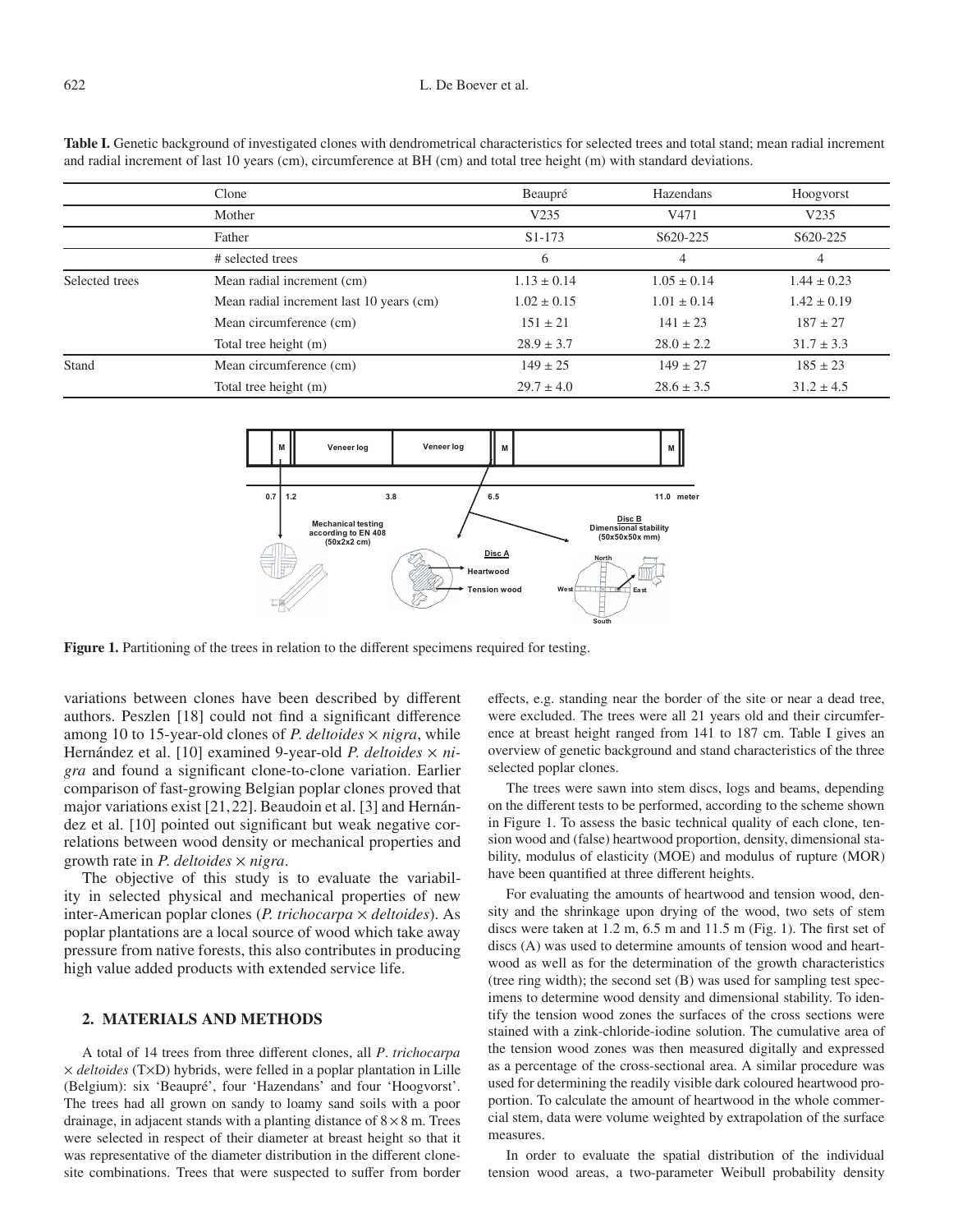**Table I.** Genetic background of investigated clones with dendrometrical characteristics for selected trees and total stand; mean radial increment and radial increment of last 10 years (cm), circumference at BH (cm) and total tree height (m) with standard deviations.

| | Clone | Beaupré | Hazendans | Hoogvorst |
|---|---|---|---|---|
| | Mother | V235 | V471 | V235 |
| | Father | S1-173 | S620-225 | S620-225 |
| | # selected trees | 6 | 4 | 4 |
| Selected trees | Mean radial increment (cm) | 1.13 ± 0.14 | 1.05 ± 0.14 | 1.44 ± 0.23 |
| | Mean radial increment last 10 years (cm) | 1.02 ± 0.15 | 1.01 ± 0.14 | 1.42 ± 0.19 |
| | Mean circumference (cm) | 151 ± 21 | 141 ± 23 | 187 ± 27 |
| | Total tree height (m) | 28.9 ± 3.7 | 28.0 ± 2.2 | 31.7 ± 3.3 |
| Stand | Mean circumference (cm) | 149 ± 25 | 149 ± 27 | 185 ± 23 |
| | Total tree height (m) | 29.7 ± 4.0 | 28.6 ± 3.5 | 31.2 ± 4.5 |

**Figure 1.** Partitioning of the trees in relation to the different specimens required for testing.

variations between clones have been described by different authors. Peszlen [18] could not find a significant difference among 10 to 15-year-old clones of *P. deltoides* × *nigra*, while Hernández et al. [10] examined 9-year-old *P. deltoides* × *nigra* and found a significant clone-to-clone variation. Earlier comparison of fast-growing Belgian poplar clones proved that major variations exist [21, 22]. Beaudoin et al. [3] and Hernández et al. [10] pointed out significant but weak negative correlations between wood density or mechanical properties and growth rate in *P. deltoides* × *nigra*.

The objective of this study is to evaluate the variability in selected physical and mechanical properties of new inter-American poplar clones (*P. trichocarpa* × *deltoides*). As poplar plantations are a local source of wood which take away pressure from native forests, this also contributes in producing high value added products with extended service life.

## 2. MATERIALS AND METHODS

A total of 14 trees from three different clones, all *P. trichocarpa* × *deltoides* (T×D) hybrids, were felled in a poplar plantation in Lille (Belgium): six 'Beaupré', four 'Hazendans' and four 'Hoogvorst'. The trees had all grown on sandy to loamy sand soils with a poor drainage, in adjacent stands with a planting distance of 8 × 8 m. Trees were selected in respect of their diameter at breast height so that it was representative of the diameter distribution in the different clone-site combinations. Trees that were suspected to suffer from border effects, e.g. standing near the border of the site or near a dead tree, were excluded. The trees were all 21 years old and their circumference at breast height ranged from 141 to 187 cm. Table I gives an overview of genetic background and stand characteristics of the three selected poplar clones.

The trees were sawn into stem discs, logs and beams, depending on the different tests to be performed, according to the scheme shown in Figure 1. To assess the basic technical quality of each clone, tension wood and (false) heartwood proportion, density, dimensional stability, modulus of elasticity (MOE) and modulus of rupture (MOR) have been quantified at three different heights.

For evaluating the amounts of heartwood and tension wood, density and the shrinkage upon drying of the wood, two sets of stem discs were taken at 1.2 m, 6.5 m and 11.5 m (Fig. 1). The first set of discs (A) was used to determine amounts of tension wood and heartwood as well as for the determination of the growth characteristics (tree ring width); the second set (B) was used for sampling test specimens to determine wood density and dimensional stability. To identify the tension wood zones the surfaces of the cross sections were stained with a zink-chloride-iodine solution. The cumulative area of the tension wood zones was then measured digitally and expressed as a percentage of the cross-sectional area. A similar procedure was used for determining the readily visible dark coloured heartwood proportion. To calculate the amount of heartwood in the whole commercial stem, data were volume weighted by extrapolation of the surface measures.

In order to evaluate the spatial distribution of the individual tension wood areas, a two-parameter Weibull probability density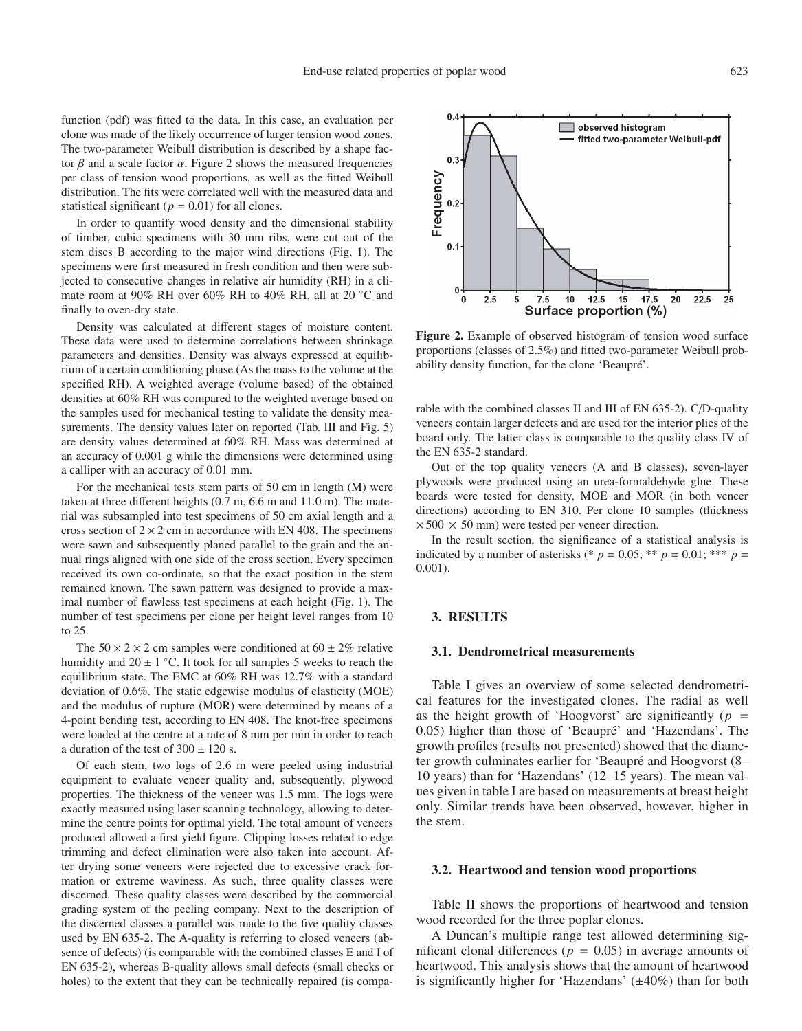function (pdf) was fitted to the data. In this case, an evaluation per clone was made of the likely occurrence of larger tension wood zones. The two-parameter Weibull distribution is described by a shape factor $\beta$ and a scale factor $\alpha$. Figure 2 shows the measured frequencies per class of tension wood proportions, as well as the fitted Weibull distribution. The fits were correlated well with the measured data and statistical significant ($p = 0.01$) for all clones.

In order to quantify wood density and the dimensional stability of timber, cubic specimens with 30 mm ribs, were cut out of the stem discs B according to the major wind directions (Fig. 1). The specimens were first measured in fresh condition and then were subjected to consecutive changes in relative air humidity (RH) in a climate room at 90% RH over 60% RH to 40% RH, all at 20 °C and finally to oven-dry state.

Density was calculated at different stages of moisture content. These data were used to determine correlations between shrinkage parameters and densities. Density was always expressed at equilibrium of a certain conditioning phase (As the mass to the volume at the specified RH). A weighted average (volume based) of the obtained densities at 60% RH was compared to the weighted average based on the samples used for mechanical testing to validate the density measurements. The density values later on reported (Tab. III and Fig. 5) are density values determined at 60% RH. Mass was determined at an accuracy of 0.001 g while the dimensions were determined using a calliper with an accuracy of 0.01 mm.

For the mechanical tests stem parts of 50 cm in length (M) were taken at three different heights (0.7 m, 6.6 m and 11.0 m). The material was subsampled into test specimens of 50 cm axial length and a cross section of $2 \times 2$ cm in accordance with EN 408. The specimens were sawn and subsequently planed parallel to the grain and the annual rings aligned with one side of the cross section. Every specimen received its own co-ordinate, so that the exact position in the stem remained known. The sawn pattern was designed to provide a maximal number of flawless test specimens at each height (Fig. 1). The number of test specimens per clone per height level ranges from 10 to 25.

The $50 \times 2 \times 2$ cm samples were conditioned at $60 \pm 2$% relative humidity and $20 \pm 1$ °C. It took for all samples 5 weeks to reach the equilibrium state. The EMC at 60% RH was 12.7% with a standard deviation of 0.6%. The static edgewise modulus of elasticity (MOE) and the modulus of rupture (MOR) were determined by means of a 4-point bending test, according to EN 408. The knot-free specimens were loaded at the centre at a rate of 8 mm per min in order to reach a duration of the test of $300 \pm 120$ s.

Of each stem, two logs of 2.6 m were peeled using industrial equipment to evaluate veneer quality and, subsequently, plywood properties. The thickness of the veneer was 1.5 mm. The logs were exactly measured using laser scanning technology, allowing to determine the centre points for optimal yield. The total amount of veneers produced allowed a first yield figure. Clipping losses related to edge trimming and defect elimination were also taken into account. After drying some veneers were rejected due to excessive crack formation or extreme waviness. As such, three quality classes were discerned. These quality classes were described by the commercial grading system of the peeling company. Next to the description of the discerned classes a parallel was made to the five quality classes used by EN 635-2. The A-quality is referring to closed veneers (absence of defects) (is comparable with the combined classes E and I of EN 635-2), whereas B-quality allows small defects (small checks or holes) to the extent that they can be technically repaired (is comparable with the combined classes II and III of EN 635-2). C/D-quality veneers contain larger defects and are used for the interior plies of the board only. The latter class is comparable to the quality class IV of the EN 635-2 standard.

Figure 2. Example of observed histogram of tension wood surface proportions (classes of 2.5%) and fitted two-parameter Weibull probability density function, for the clone 'Beaupré'.

Out of the top quality veneers (A and B classes), seven-layer plywoods were produced using an urea-formaldehyde glue. These boards were tested for density, MOE and MOR (in both veneer directions) according to EN 310. Per clone 10 samples (thickness $\times 500 \times 50$ mm) were tested per veneer direction.

In the result section, the significance of a statistical analysis is indicated by a number of asterisks (* $p = 0.05$; ** $p = 0.01$; *** $p = 0.001$).

## 3. RESULTS

### 3.1. Dendrometrical measurements

Table I gives an overview of some selected dendrometrical features for the investigated clones. The radial as well as the height growth of 'Hoogvorst' are significantly ($p = 0.05$) higher than those of 'Beaupré' and 'Hazendans'. The growth profiles (results not presented) showed that the diameter growth culminates earlier for 'Beaupré and Hoogvorst (8–10 years) than for 'Hazendans' (12–15 years). The mean values given in table I are based on measurements at breast height only. Similar trends have been observed, however, higher in the stem.

### 3.2. Heartwood and tension wood proportions

Table II shows the proportions of heartwood and tension wood recorded for the three poplar clones.

A Duncan's multiple range test allowed determining significant clonal differences ($p = 0.05$) in average amounts of heartwood. This analysis shows that the amount of heartwood is significantly higher for 'Hazendans' (±40%) than for both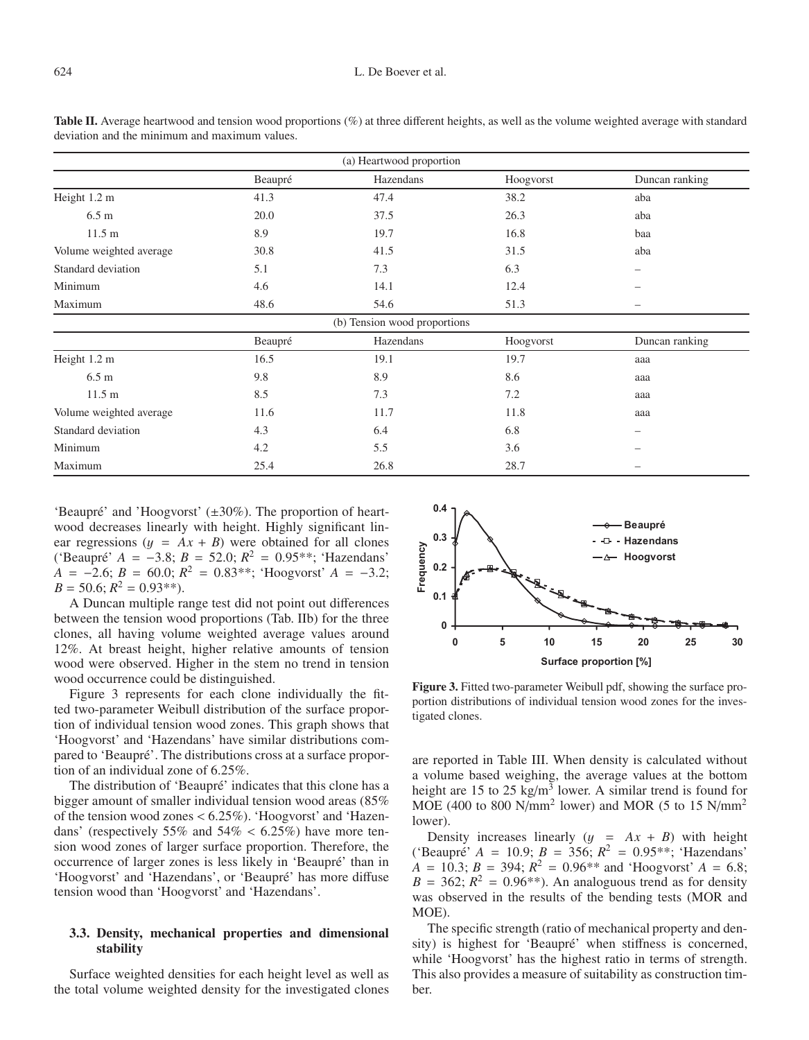**Table II.** Average heartwood and tension wood proportions (%) at three different heights, as well as the volume weighted average with standard deviation and the minimum and maximum values.

| (a) Heartwood proportion | | | | |
|---|---|---|---|---|
| | Beaupré | Hazendans | Hoogvorst | Duncan ranking |
| Height 1.2 m | 41.3 | 47.4 | 38.2 | aba |
| 6.5 m | 20.0 | 37.5 | 26.3 | aba |
| 11.5 m | 8.9 | 19.7 | 16.8 | baa |
| Volume weighted average | 30.8 | 41.5 | 31.5 | aba |
| Standard deviation | 5.1 | 7.3 | 6.3 | – |
| Minimum | 4.6 | 14.1 | 12.4 | – |
| Maximum | 48.6 | 54.6 | 51.3 | – |
| **(b) Tension wood proportions** | | | | |
| | Beaupré | Hazendans | Hoogvorst | Duncan ranking |
| Height 1.2 m | 16.5 | 19.1 | 19.7 | aaa |
| 6.5 m | 9.8 | 8.9 | 8.6 | aaa |
| 11.5 m | 8.5 | 7.3 | 7.2 | aaa |
| Volume weighted average | 11.6 | 11.7 | 11.8 | aaa |
| Standard deviation | 4.3 | 6.4 | 6.8 | – |
| Minimum | 4.2 | 5.5 | 3.6 | – |
| Maximum | 25.4 | 26.8 | 28.7 | – |

'Beaupré' and 'Hoogvorst' (±30%). The proportion of heartwood decreases linearly with height. Highly significant linear regressions ($y = Ax + B$) were obtained for all clones ('Beaupré' $A = -3.8$; $B = 52.0$; $R^2 = 0.95$**; 'Hazendans' $A = -2.6$; $B = 60.0$; $R^2 = 0.83$**; 'Hoogvorst' $A = -3.2$; $B = 50.6$; $R^2 = 0.93$**).

A Duncan multiple range test did not point out differences between the tension wood proportions (Tab. IIb) for the three clones, all having volume weighted average values around 12%. At breast height, higher relative amounts of tension wood were observed. Higher in the stem no trend in tension wood occurrence could be distinguished.

Figure 3 represents for each clone individually the fitted two-parameter Weibull distribution of the surface proportion of individual tension wood zones. This graph shows that 'Hoogvorst' and 'Hazendans' have similar distributions compared to 'Beaupré'. The distributions cross at a surface proportion of an individual zone of 6.25%.

The distribution of 'Beaupré' indicates that this clone has a bigger amount of smaller individual tension wood areas (85% of the tension wood zones < 6.25%). 'Hoogvorst' and 'Hazendans' (respectively 55% and 54% < 6.25%) have more tension wood zones of larger surface proportion. Therefore, the occurrence of larger zones is less likely in 'Beaupré' than in 'Hoogvorst' and 'Hazendans', or 'Beaupré' has more diffuse tension wood than 'Hoogvorst' and 'Hazendans'.

**Figure 3.** Fitted two-parameter Weibull pdf, showing the surface proportion distributions of individual tension wood zones for the investigated clones.

### 3.3. Density, mechanical properties and dimensional stability

Surface weighted densities for each height level as well as the total volume weighted density for the investigated clones are reported in Table III. When density is calculated without a volume based weighing, the average values at the bottom height are 15 to 25 kg/m$^3$ lower. A similar trend is found for MOE (400 to 800 N/mm$^2$ lower) and MOR (5 to 15 N/mm$^2$ lower).

Density increases linearly ($y = Ax + B$) with height ('Beaupré' $A = 10.9$; $B = 356$; $R^2 = 0.95$**; 'Hazendans' $A = 10.3$; $B = 394$; $R^2 = 0.96$** and 'Hoogvorst' $A = 6.8$; $B = 362$; $R^2 = 0.96$**). An analoguous trend as for density was observed in the results of the bending tests (MOR and MOE).

The specific strength (ratio of mechanical property and density) is highest for 'Beaupré' when stiffness is concerned, while 'Hoogvorst' has the highest ratio in terms of strength. This also provides a measure of suitability as construction timber.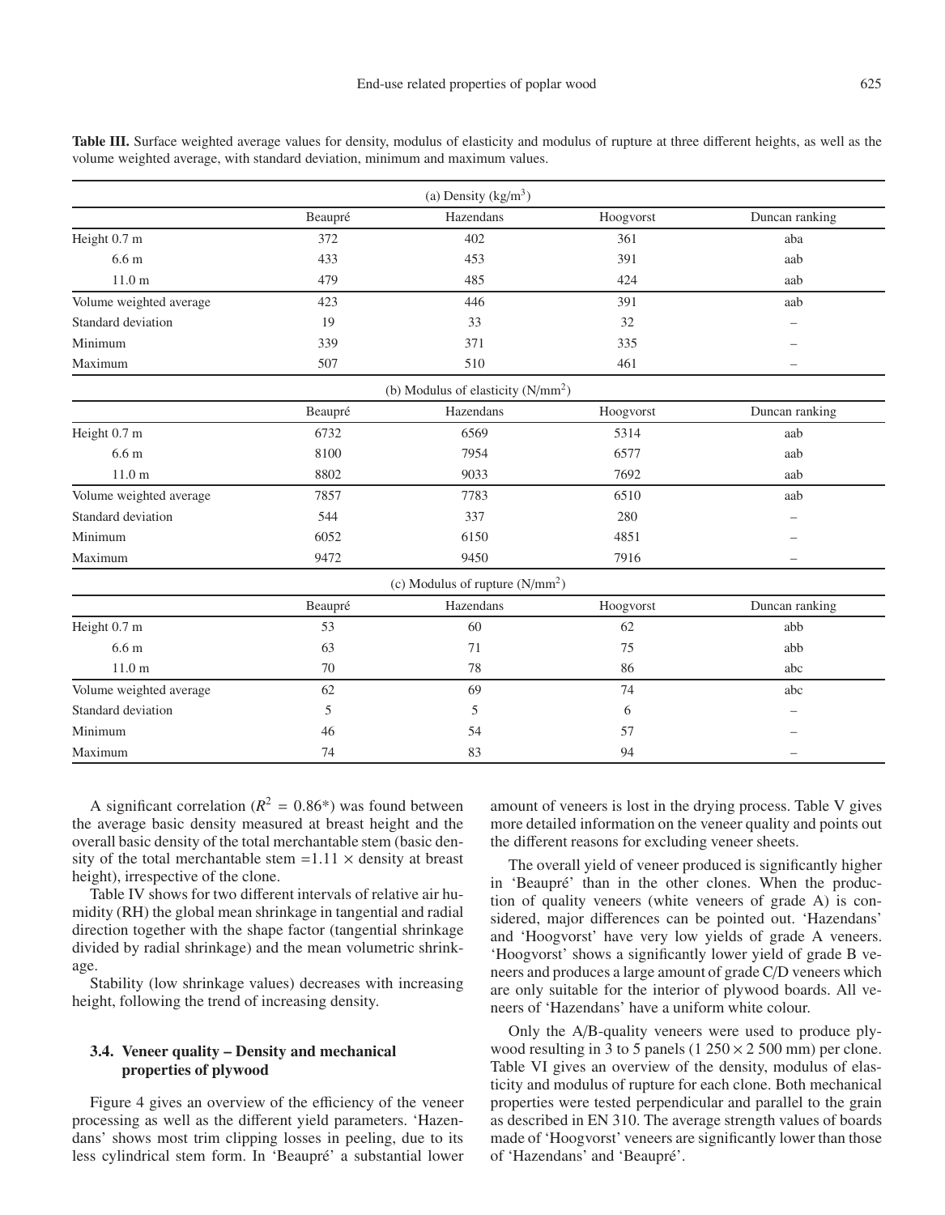**Table III.** Surface weighted average values for density, modulus of elasticity and modulus of rupture at three different heights, as well as the volume weighted average, with standard deviation, minimum and maximum values.

| (a) Density (kg/m$^3$) | | | | |
|---|---|---|---|---|
| | Beaupré | Hazendans | Hoogvorst | Duncan ranking |
| Height 0.7 m | 372 | 402 | 361 | aba |
| 6.6 m | 433 | 453 | 391 | aab |
| 11.0 m | 479 | 485 | 424 | aab |
| Volume weighted average | 423 | 446 | 391 | aab |
| Standard deviation | 19 | 33 | 32 | – |
| Minimum | 339 | 371 | 335 | – |
| Maximum | 507 | 510 | 461 | – |
| **(b) Modulus of elasticity (N/mm$^2$)** | | | | |
| | Beaupré | Hazendans | Hoogvorst | Duncan ranking |
| Height 0.7 m | 6732 | 6569 | 5314 | aab |
| 6.6 m | 8100 | 7954 | 6577 | aab |
| 11.0 m | 8802 | 9033 | 7692 | aab |
| Volume weighted average | 7857 | 7783 | 6510 | aab |
| Standard deviation | 544 | 337 | 280 | – |
| Minimum | 6052 | 6150 | 4851 | – |
| Maximum | 9472 | 9450 | 7916 | – |
| **(c) Modulus of rupture (N/mm$^2$)** | | | | |
| | Beaupré | Hazendans | Hoogvorst | Duncan ranking |
| Height 0.7 m | 53 | 60 | 62 | abb |
| 6.6 m | 63 | 71 | 75 | abb |
| 11.0 m | 70 | 78 | 86 | abc |
| Volume weighted average | 62 | 69 | 74 | abc |
| Standard deviation | 5 | 5 | 6 | – |
| Minimum | 46 | 54 | 57 | – |
| Maximum | 74 | 83 | 94 | – |

A significant correlation ($R^2 = 0.86$*) was found between the average basic density measured at breast height and the overall basic density of the total merchantable stem (basic density of the total merchantable stem $= 1.11 \times$ density at breast height), irrespective of the clone.

Table IV shows for two different intervals of relative air humidity (RH) the global mean shrinkage in tangential and radial direction together with the shape factor (tangential shrinkage divided by radial shrinkage) and the mean volumetric shrinkage.

Stability (low shrinkage values) decreases with increasing height, following the trend of increasing density.

### 3.4. Veneer quality – Density and mechanical properties of plywood

Figure 4 gives an overview of the efficiency of the veneer processing as well as the different yield parameters. 'Hazendans' shows most trim clipping losses in peeling, due to its less cylindrical stem form. In 'Beaupré' a substantial lower amount of veneers is lost in the drying process. Table V gives more detailed information on the veneer quality and points out the different reasons for excluding veneer sheets.

The overall yield of veneer produced is significantly higher in 'Beaupré' than in the other clones. When the production of quality veneers (white veneers of grade A) is considered, major differences can be pointed out. 'Hazendans' and 'Hoogvorst' have very low yields of grade A veneers. 'Hoogvorst' shows a significantly lower yield of grade B veneers and produces a large amount of grade C/D veneers which are only suitable for the interior of plywood boards. All veneers of 'Hazendans' have a uniform white colour.

Only the A/B-quality veneers were used to produce plywood resulting in 3 to 5 panels ($1\,250 \times 2\,500$ mm) per clone. Table VI gives an overview of the density, modulus of elasticity and modulus of rupture for each clone. Both mechanical properties were tested perpendicular and parallel to the grain as described in EN 310. The average strength values of boards made of 'Hoogvorst' veneers are significantly lower than those of 'Hazendans' and 'Beaupré'.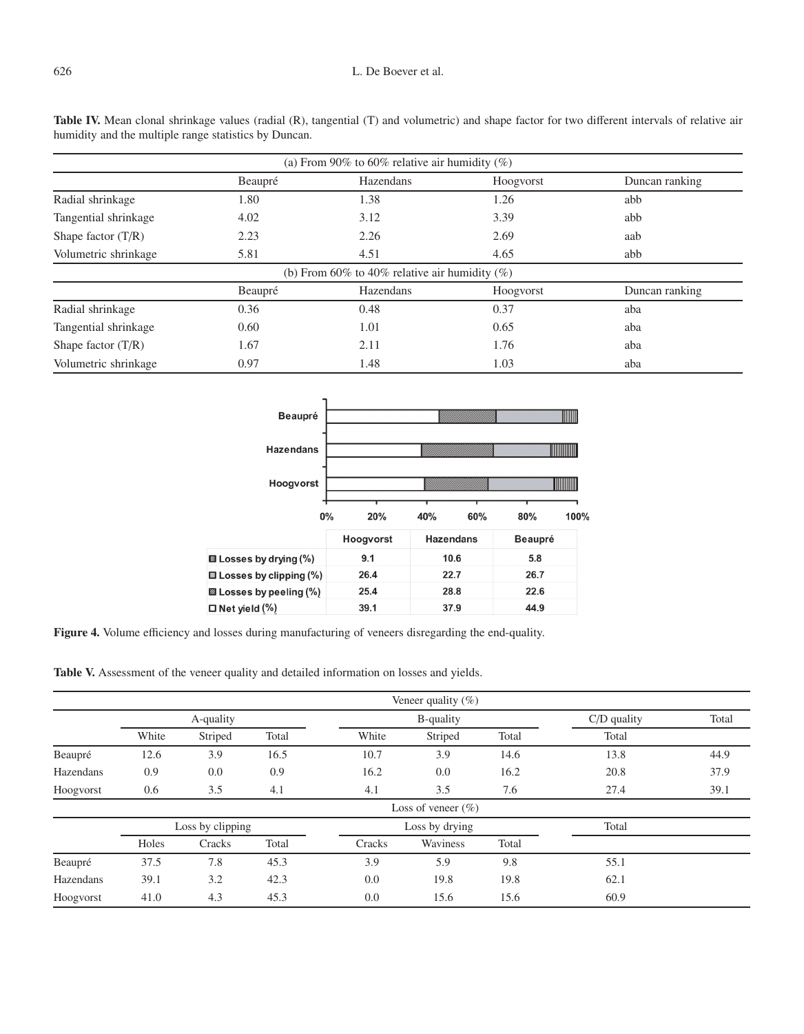**Table IV.** Mean clonal shrinkage values (radial (R), tangential (T) and volumetric) and shape factor for two different intervals of relative air humidity and the multiple range statistics by Duncan.

| (a) From 90% to 60% relative air humidity (%) | | | | |
|---|---|---|---|---|
| | Beaupré | Hazendans | Hoogvorst | Duncan ranking |
| Radial shrinkage | 1.80 | 1.38 | 1.26 | abb |
| Tangential shrinkage | 4.02 | 3.12 | 3.39 | abb |
| Shape factor (T/R) | 2.23 | 2.26 | 2.69 | aab |
| Volumetric shrinkage | 5.81 | 4.51 | 4.65 | abb |
| **(b) From 60% to 40% relative air humidity (%)** | | | | |
| | Beaupré | Hazendans | Hoogvorst | Duncan ranking |
| Radial shrinkage | 0.36 | 0.48 | 0.37 | aba |
| Tangential shrinkage | 0.60 | 1.01 | 0.65 | aba |
| Shape factor (T/R) | 1.67 | 2.11 | 1.76 | aba |
| Volumetric shrinkage | 0.97 | 1.48 | 1.03 | aba |

| | Hoogvorst | Hazendans | Beaupré |
|---|---|---|---|
| Losses by drying (%) | 9.1 | 10.6 | 5.8 |
| Losses by clipping (%) | 26.4 | 22.7 | 26.7 |
| Losses by peeling (%) | 25.4 | 28.8 | 22.6 |
| Net yield (%) | 39.1 | 37.9 | 44.9 |

**Figure 4.** Volume efficiency and losses during manufacturing of veneers disregarding the end-quality.

**Table V.** Assessment of the veneer quality and detailed information on losses and yields.

| | Veneer quality (%) | | | | | | | |
|---|---|---|---|---|---|---|---|---|
| | A-quality | | | B-quality | | | C/D quality | Total |
| | White | Striped | Total | White | Striped | Total | Total | |
| Beaupré | 12.6 | 3.9 | 16.5 | 10.7 | 3.9 | 14.6 | 13.8 | 44.9 |
| Hazendans | 0.9 | 0.0 | 0.9 | 16.2 | 0.0 | 16.2 | 20.8 | 37.9 |
| Hoogvorst | 0.6 | 3.5 | 4.1 | 4.1 | 3.5 | 7.6 | 27.4 | 39.1 |
| | Loss of veneer (%) | | | | | | | |
| | Loss by clipping | | | Loss by drying | | | Total | |
| | Holes | Cracks | Total | Cracks | Waviness | Total | | |
| Beaupré | 37.5 | 7.8 | 45.3 | 3.9 | 5.9 | 9.8 | 55.1 | |
| Hazendans | 39.1 | 3.2 | 42.3 | 0.0 | 19.8 | 19.8 | 62.1 | |
| Hoogvorst | 41.0 | 4.3 | 45.3 | 0.0 | 15.6 | 15.6 | 60.9 | |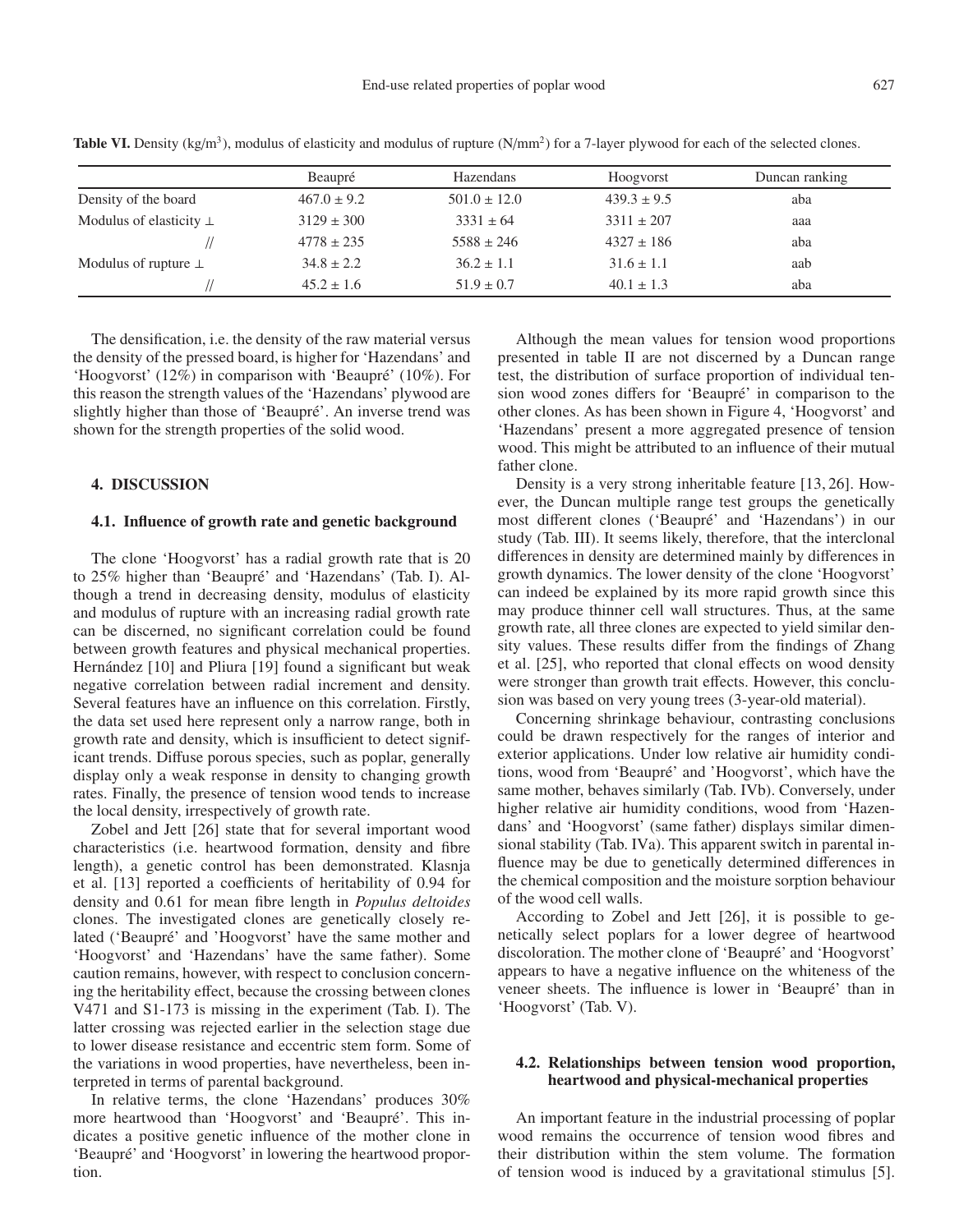**Table VI.** Density (kg/m$^3$), modulus of elasticity and modulus of rupture (N/mm$^2$) for a 7-layer plywood for each of the selected clones.

| | Beaupré | Hazendans | Hoogvorst | Duncan ranking |
|---|---|---|---|---|
| Density of the board | 467.0 ± 9.2 | 501.0 ± 12.0 | 439.3 ± 9.5 | aba |
| Modulus of elasticity ⊥ | 3129 ± 300 | 3331 ± 64 | 3311 ± 207 | aaa |
| // | 4778 ± 235 | 5588 ± 246 | 4327 ± 186 | aba |
| Modulus of rupture ⊥ | 34.8 ± 2.2 | 36.2 ± 1.1 | 31.6 ± 1.1 | aab |
| // | 45.2 ± 1.6 | 51.9 ± 0.7 | 40.1 ± 1.3 | aba |

The densification, i.e. the density of the raw material versus the density of the pressed board, is higher for 'Hazendans' and 'Hoogvorst' (12%) in comparison with 'Beaupré' (10%). For this reason the strength values of the 'Hazendans' plywood are slightly higher than those of 'Beaupré'. An inverse trend was shown for the strength properties of the solid wood.

## 4. DISCUSSION

### 4.1. Influence of growth rate and genetic background

The clone 'Hoogvorst' has a radial growth rate that is 20 to 25% higher than 'Beaupré' and 'Hazendans' (Tab. I). Although a trend in decreasing density, modulus of elasticity and modulus of rupture with an increasing radial growth rate can be discerned, no significant correlation could be found between growth features and physical mechanical properties. Hernández [10] and Pliura [19] found a significant but weak negative correlation between radial increment and density. Several features have an influence on this correlation. Firstly, the data set used here represent only a narrow range, both in growth rate and density, which is insufficient to detect significant trends. Diffuse porous species, such as poplar, generally display only a weak response in density to changing growth rates. Finally, the presence of tension wood tends to increase the local density, irrespectively of growth rate.

Zobel and Jett [26] state that for several important wood characteristics (i.e. heartwood formation, density and fibre length), a genetic control has been demonstrated. Klasnja et al. [13] reported a coefficients of heritability of 0.94 for density and 0.61 for mean fibre length in *Populus deltoides* clones. The investigated clones are genetically closely related ('Beaupré' and 'Hoogvorst' have the same mother and 'Hoogvorst' and 'Hazendans' have the same father). Some caution remains, however, with respect to conclusion concerning the heritability effect, because the crossing between clones V471 and S1-173 is missing in the experiment (Tab. I). The latter crossing was rejected earlier in the selection stage due to lower disease resistance and eccentric stem form. Some of the variations in wood properties, have nevertheless, been interpreted in terms of parental background.

In relative terms, the clone 'Hazendans' produces 30% more heartwood than 'Hoogvorst' and 'Beaupré'. This indicates a positive genetic influence of the mother clone in 'Beaupré' and 'Hoogvorst' in lowering the heartwood proportion.

Although the mean values for tension wood proportions presented in table II are not discerned by a Duncan range test, the distribution of surface proportion of individual tension wood zones differs for 'Beaupré' in comparison to the other clones. As has been shown in Figure 4, 'Hoogvorst' and 'Hazendans' present a more aggregated presence of tension wood. This might be attributed to an influence of their mutual father clone.

Density is a very strong inheritable feature [13, 26]. However, the Duncan multiple range test groups the genetically most different clones ('Beaupré' and 'Hazendans') in our study (Tab. III). It seems likely, therefore, that the interclonal differences in density are determined mainly by differences in growth dynamics. The lower density of the clone 'Hoogvorst' can indeed be explained by its more rapid growth since this may produce thinner cell wall structures. Thus, at the same growth rate, all three clones are expected to yield similar density values. These results differ from the findings of Zhang et al. [25], who reported that clonal effects on wood density were stronger than growth trait effects. However, this conclusion was based on very young trees (3-year-old material).

Concerning shrinkage behaviour, contrasting conclusions could be drawn respectively for the ranges of interior and exterior applications. Under low relative air humidity conditions, wood from 'Beaupré' and 'Hoogvorst', which have the same mother, behaves similarly (Tab. IVb). Conversely, under higher relative air humidity conditions, wood from 'Hazendans' and 'Hoogvorst' (same father) displays similar dimensional stability (Tab. IVa). This apparent switch in parental influence may be due to genetically determined differences in the chemical composition and the moisture sorption behaviour of the wood cell walls.

According to Zobel and Jett [26], it is possible to genetically select poplars for a lower degree of heartwood discoloration. The mother clone of 'Beaupré' and 'Hoogvorst' appears to have a negative influence on the whiteness of the veneer sheets. The influence is lower in 'Beaupré' than in 'Hoogvorst' (Tab. V).

### 4.2. Relationships between tension wood proportion, heartwood and physical-mechanical properties

An important feature in the industrial processing of poplar wood remains the occurrence of tension wood fibres and their distribution within the stem volume. The formation of tension wood is induced by a gravitational stimulus [5].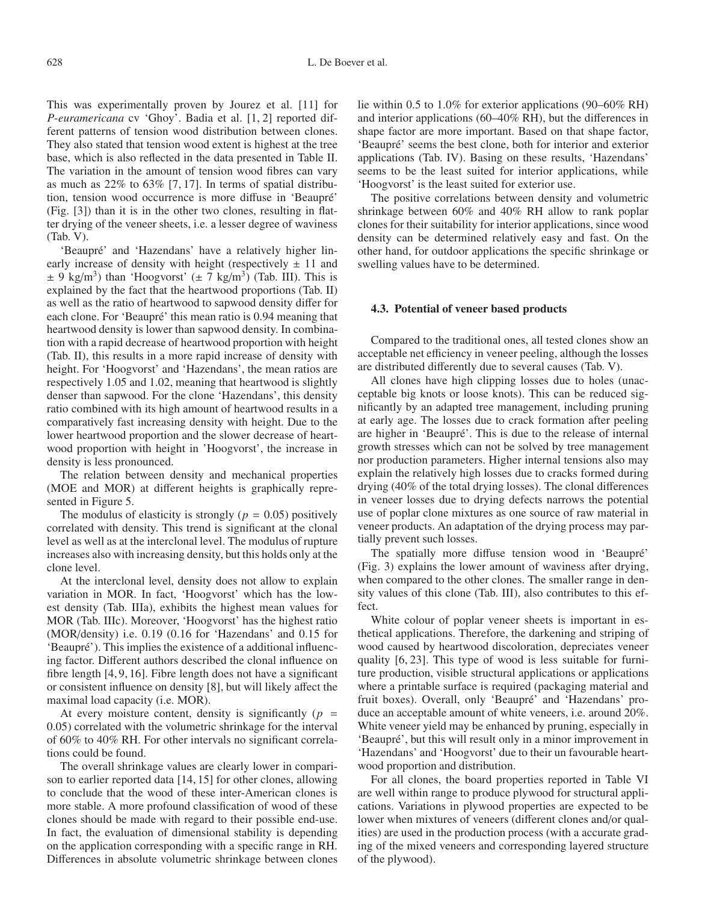This was experimentally proven by Jourez et al. [11] for *P-euramericana* cv 'Ghoy'. Badia et al. [1, 2] reported different patterns of tension wood distribution between clones. They also stated that tension wood extent is highest at the tree base, which is also reflected in the data presented in Table II. The variation in the amount of tension wood fibres can vary as much as 22% to 63% [7, 17]. In terms of spatial distribution, tension wood occurrence is more diffuse in 'Beaupré' (Fig. [3]) than it is in the other two clones, resulting in flatter drying of the veneer sheets, i.e. a lesser degree of waviness (Tab. V).

'Beaupré' and 'Hazendans' have a relatively higher linearly increase of density with height (respectively ± 11 and ± 9 kg/m$^3$) than 'Hoogvorst' (± 7 kg/m$^3$) (Tab. III). This is explained by the fact that the heartwood proportions (Tab. II) as well as the ratio of heartwood to sapwood density differ for each clone. For 'Beaupré' this mean ratio is 0.94 meaning that heartwood density is lower than sapwood density. In combination with a rapid decrease of heartwood proportion with height (Tab. II), this results in a more rapid increase of density with height. For 'Hoogvorst' and 'Hazendans', the mean ratios are respectively 1.05 and 1.02, meaning that heartwood is slightly denser than sapwood. For the clone 'Hazendans', this density ratio combined with its high amount of heartwood results in a comparatively fast increasing density with height. Due to the lower heartwood proportion and the slower decrease of heartwood proportion with height in 'Hoogvorst', the increase in density is less pronounced.

The relation between density and mechanical properties (MOE and MOR) at different heights is graphically represented in Figure 5.

The modulus of elasticity is strongly ($p = 0.05$) positively correlated with density. This trend is significant at the clonal level as well as at the interclonal level. The modulus of rupture increases also with increasing density, but this holds only at the clone level.

At the interclonal level, density does not allow to explain variation in MOR. In fact, 'Hoogvorst' which has the lowest density (Tab. IIIa), exhibits the highest mean values for MOR (Tab. IIIc). Moreover, 'Hoogvorst' has the highest ratio (MOR/density) i.e. 0.19 (0.16 for 'Hazendans' and 0.15 for 'Beaupré'). This implies the existence of a additional influencing factor. Different authors described the clonal influence on fibre length [4, 9, 16]. Fibre length does not have a significant or consistent influence on density [8], but will likely affect the maximal load capacity (i.e. MOR).

At every moisture content, density is significantly ($p = 0.05$) correlated with the volumetric shrinkage for the interval of 60% to 40% RH. For other intervals no significant correlations could be found.

The overall shrinkage values are clearly lower in comparison to earlier reported data [14, 15] for other clones, allowing to conclude that the wood of these inter-American clones is more stable. A more profound classification of wood of these clones should be made with regard to their possible end-use. In fact, the evaluation of dimensional stability is depending on the application corresponding with a specific range in RH. Differences in absolute volumetric shrinkage between clones lie within 0.5 to 1.0% for exterior applications (90–60% RH) and interior applications (60–40% RH), but the differences in shape factor are more important. Based on that shape factor, 'Beaupré' seems the best clone, both for interior and exterior applications (Tab. IV). Basing on these results, 'Hazendans' seems to be the least suited for interior applications, while 'Hoogvorst' is the least suited for exterior use.

The positive correlations between density and volumetric shrinkage between 60% and 40% RH allow to rank poplar clones for their suitability for interior applications, since wood density can be determined relatively easy and fast. On the other hand, for outdoor applications the specific shrinkage or swelling values have to be determined.

### 4.3. Potential of veneer based products

Compared to the traditional ones, all tested clones show an acceptable net efficiency in veneer peeling, although the losses are distributed differently due to several causes (Tab. V).

All clones have high clipping losses due to holes (unacceptable big knots or loose knots). This can be reduced significantly by an adapted tree management, including pruning at early age. The losses due to crack formation after peeling are higher in 'Beaupré'. This is due to the release of internal growth stresses which can not be solved by tree management nor production parameters. Higher internal tensions also may explain the relatively high losses due to cracks formed during drying (40% of the total drying losses). The clonal differences in veneer losses due to drying defects narrows the potential use of poplar clone mixtures as one source of raw material in veneer products. An adaptation of the drying process may partially prevent such losses.

The spatially more diffuse tension wood in 'Beaupré' (Fig. 3) explains the lower amount of waviness after drying, when compared to the other clones. The smaller range in density values of this clone (Tab. III), also contributes to this effect.

White colour of poplar veneer sheets is important in esthetical applications. Therefore, the darkening and striping of wood caused by heartwood discoloration, depreciates veneer quality [6, 23]. This type of wood is less suitable for furniture production, visible structural applications or applications where a printable surface is required (packaging material and fruit boxes). Overall, only 'Beaupré' and 'Hazendans' produce an acceptable amount of white veneers, i.e. around 20%. White veneer yield may be enhanced by pruning, especially in 'Beaupré', but this will result only in a minor improvement in 'Hazendans' and 'Hoogvorst' due to their un favourable heartwood proportion and distribution.

For all clones, the board properties reported in Table VI are well within range to produce plywood for structural applications. Variations in plywood properties are expected to be lower when mixtures of veneers (different clones and/or qualities) are used in the production process (with a accurate grading of the mixed veneers and corresponding layered structure of the plywood).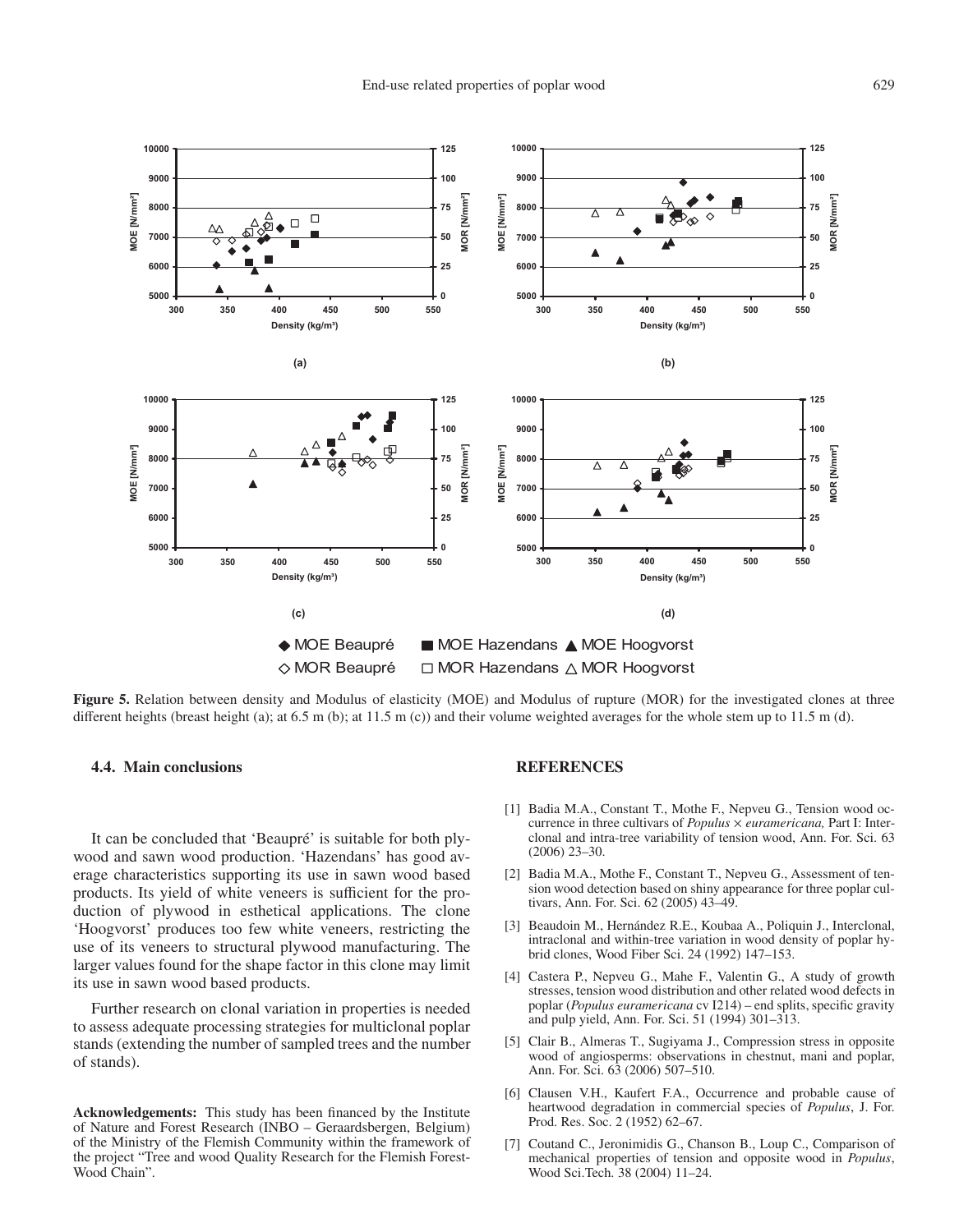Figure 5. Relation between density and Modulus of elasticity (MOE) and Modulus of rupture (MOR) for the investigated clones at three different heights (breast height (a); at 6.5 m (b); at 11.5 m (c)) and their volume weighted averages for the whole stem up to 11.5 m (d).

### 4.4. Main conclusions

It can be concluded that 'Beaupré' is suitable for both plywood and sawn wood production. 'Hazendans' has good average characteristics supporting its use in sawn wood based products. Its yield of white veneers is sufficient for the production of plywood in esthetical applications. The clone 'Hoogvorst' produces too few white veneers, restricting the use of its veneers to structural plywood manufacturing. The larger values found for the shape factor in this clone may limit its use in sawn wood based products.

Further research on clonal variation in properties is needed to assess adequate processing strategies for multiclonal poplar stands (extending the number of sampled trees and the number of stands).

**Acknowledgements:** This study has been financed by the Institute of Nature and Forest Research (INBO – Geraardsbergen, Belgium) of the Ministry of the Flemish Community within the framework of the project "Tree and wood Quality Research for the Flemish Forest-Wood Chain".

## REFERENCES

[1] Badia M.A., Constant T., Mothe F., Nepveu G., Tension wood occurrence in three cultivars of *Populus* × *euramericana,* Part I: Interclonal and intra-tree variability of tension wood, Ann. For. Sci. 63 (2006) 23–30.

[2] Badia M.A., Mothe F., Constant T., Nepveu G., Assessment of tension wood detection based on shiny appearance for three poplar cultivars, Ann. For. Sci. 62 (2005) 43–49.

[3] Beaudoin M., Hernández R.E., Koubaa A., Poliquin J., Interclonal, intraclonal and within-tree variation in wood density of poplar hybrid clones, Wood Fiber Sci. 24 (1992) 147–153.

[4] Castera P., Nepveu G., Mahe F., Valentin G., A study of growth stresses, tension wood distribution and other related wood defects in poplar (*Populus euramericana* cv I214) – end splits, specific gravity and pulp yield, Ann. For. Sci. 51 (1994) 301–313.

[5] Clair B., Almeras T., Sugiyama J., Compression stress in opposite wood of angiosperms: observations in chestnut, mani and poplar, Ann. For. Sci. 63 (2006) 507–510.

[6] Clausen V.H., Kaufert F.A., Occurrence and probable cause of heartwood degradation in commercial species of *Populus*, J. For. Prod. Res. Soc. 2 (1952) 62–67.

[7] Coutand C., Jeronimidis G., Chanson B., Loup C., Comparison of mechanical properties of tension and opposite wood in *Populus*, Wood Sci.Tech. 38 (2004) 11–24.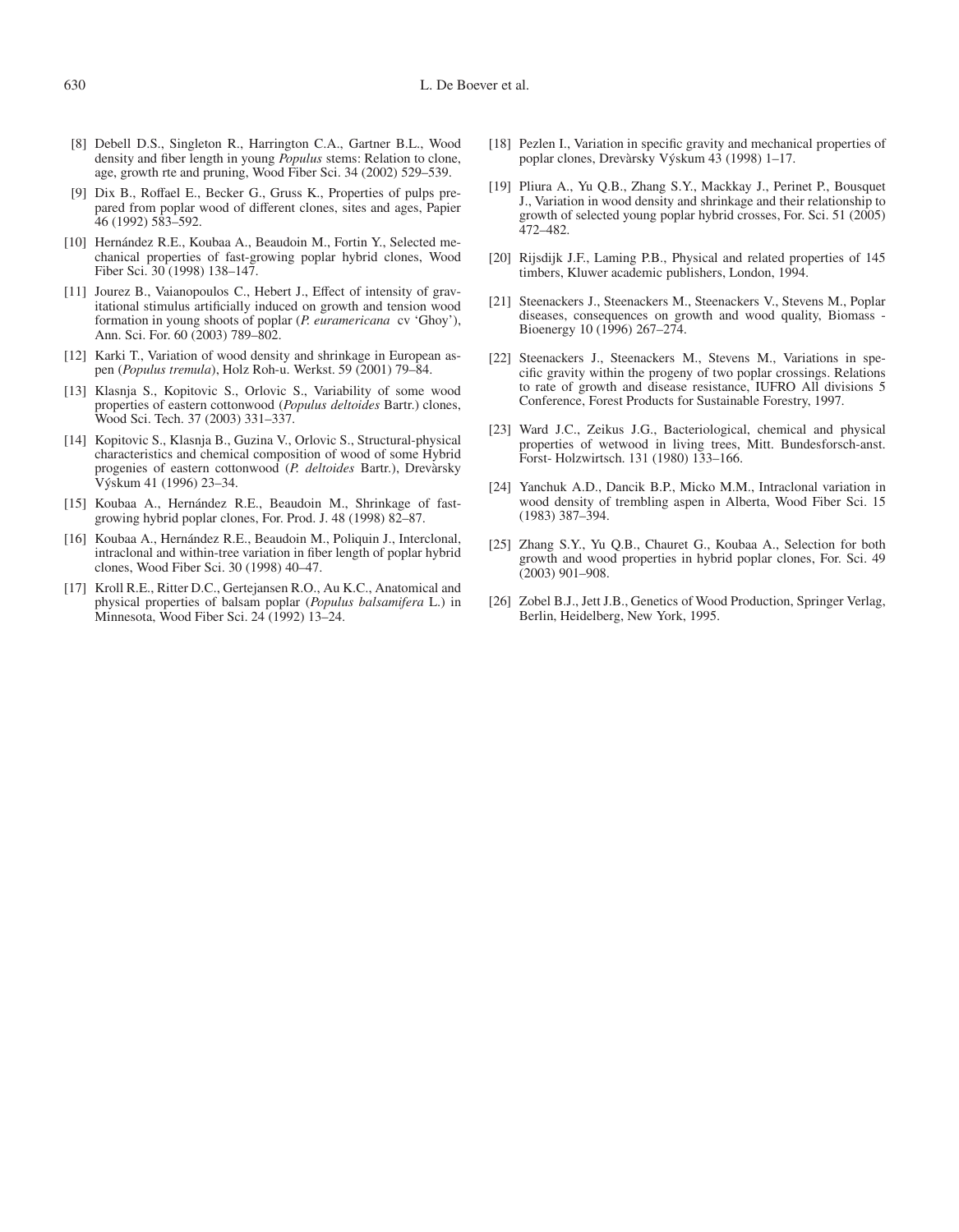[8] Debell D.S., Singleton R., Harrington C.A., Gartner B.L., Wood density and fiber length in young *Populus* stems: Relation to clone, age, growth rte and pruning, Wood Fiber Sci. 34 (2002) 529–539.

[9] Dix B., Roffael E., Becker G., Gruss K., Properties of pulps prepared from poplar wood of different clones, sites and ages, Papier 46 (1992) 583–592.

[10] Hernández R.E., Koubaa A., Beaudoin M., Fortin Y., Selected mechanical properties of fast-growing poplar hybrid clones, Wood Fiber Sci. 30 (1998) 138–147.

[11] Jourez B., Vaianopoulos C., Hebert J., Effect of intensity of gravitational stimulus artificially induced on growth and tension wood formation in young shoots of poplar (*P. euramericana* cv 'Ghoy'), Ann. Sci. For. 60 (2003) 789–802.

[12] Karki T., Variation of wood density and shrinkage in European aspen (*Populus tremula*), Holz Roh-u. Werkst. 59 (2001) 79–84.

[13] Klasnja S., Kopitovic S., Orlovic S., Variability of some wood properties of eastern cottonwood (*Populus deltoides* Bartr.) clones, Wood Sci. Tech. 37 (2003) 331–337.

[14] Kopitovic S., Klasnja B., Guzina V., Orlovic S., Structural-physical characteristics and chemical composition of wood of some Hybrid progenies of eastern cottonwood (*P. deltoides* Bartr.), Drevàrsky Výskum 41 (1996) 23–34.

[15] Koubaa A., Hernández R.E., Beaudoin M., Shrinkage of fast-growing hybrid poplar clones, For. Prod. J. 48 (1998) 82–87.

[16] Koubaa A., Hernández R.E., Beaudoin M., Poliquin J., Interclonal, intraclonal and within-tree variation in fiber length of poplar hybrid clones, Wood Fiber Sci. 30 (1998) 40–47.

[17] Kroll R.E., Ritter D.C., Gertejansen R.O., Au K.C., Anatomical and physical properties of balsam poplar (*Populus balsamifera* L.) in Minnesota, Wood Fiber Sci. 24 (1992) 13–24.

[18] Pezlen I., Variation in specific gravity and mechanical properties of poplar clones, Drevàrsky Výskum 43 (1998) 1–17.

[19] Pliura A., Yu Q.B., Zhang S.Y., Mackkay J., Perinet P., Bousquet J., Variation in wood density and shrinkage and their relationship to growth of selected young poplar hybrid crosses, For. Sci. 51 (2005) 472–482.

[20] Rijsdijk J.F., Laming P.B., Physical and related properties of 145 timbers, Kluwer academic publishers, London, 1994.

[21] Steenackers J., Steenackers M., Steenackers V., Stevens M., Poplar diseases, consequences on growth and wood quality, Biomass - Bioenergy 10 (1996) 267–274.

[22] Steenackers J., Steenackers M., Stevens M., Variations in specific gravity within the progeny of two poplar crossings. Relations to rate of growth and disease resistance, IUFRO All divisions 5 Conference, Forest Products for Sustainable Forestry, 1997.

[23] Ward J.C., Zeikus J.G., Bacteriological, chemical and physical properties of wetwood in living trees, Mitt. Bundesforsch-anst. Forst- Holzwirtsch. 131 (1980) 133–166.

[24] Yanchuk A.D., Dancik B.P., Micko M.M., Intraclonal variation in wood density of trembling aspen in Alberta, Wood Fiber Sci. 15 (1983) 387–394.

[25] Zhang S.Y., Yu Q.B., Chauret G., Koubaa A., Selection for both growth and wood properties in hybrid poplar clones, For. Sci. 49 (2003) 901–908.

[26] Zobel B.J., Jett J.B., Genetics of Wood Production, Springer Verlag, Berlin, Heidelberg, New York, 1995.